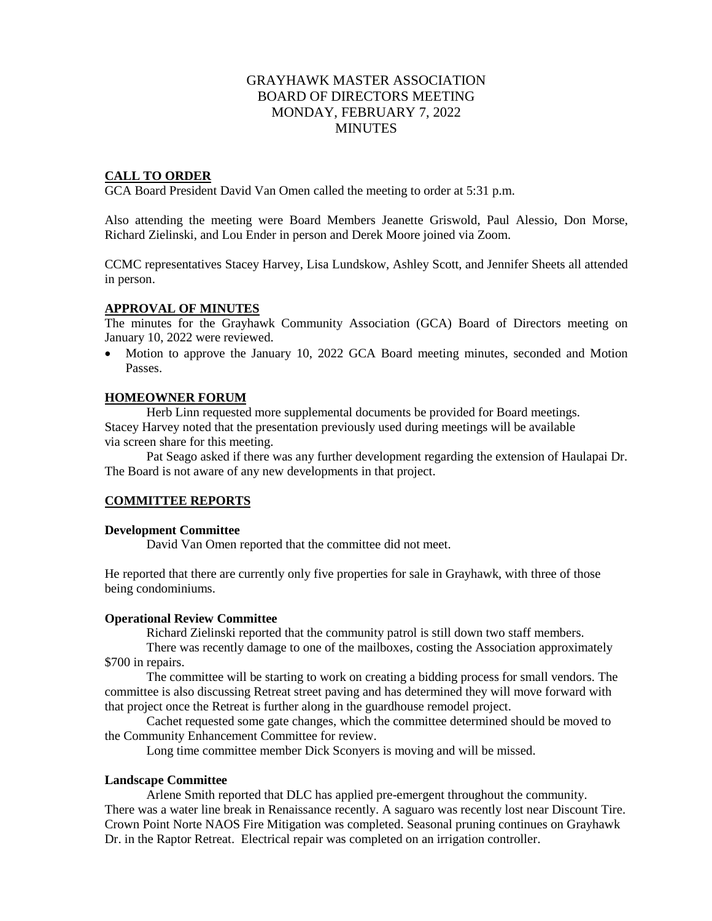# GRAYHAWK MASTER ASSOCIATION
# BOARD OF DIRECTORS MEETING
# MONDAY, FEBRUARY 7, 2022
# MINUTES

## CALL TO ORDER

GCA Board President David Van Omen called the meeting to order at 5:31 p.m.

Also attending the meeting were Board Members Jeanette Griswold, Paul Alessio, Don Morse, Richard Zielinski, and Lou Ender in person and Derek Moore joined via Zoom.

CCMC representatives Stacey Harvey, Lisa Lundskow, Ashley Scott, and Jennifer Sheets all attended in person.

## APPROVAL OF MINUTES

The minutes for the Grayhawk Community Association (GCA) Board of Directors meeting on January 10, 2022 were reviewed.

- Motion to approve the January 10, 2022 GCA Board meeting minutes, seconded and Motion Passes.

## HOMEOWNER FORUM

Herb Linn requested more supplemental documents be provided for Board meetings. Stacey Harvey noted that the presentation previously used during meetings will be available via screen share for this meeting.

Pat Seago asked if there was any further development regarding the extension of Haulapai Dr. The Board is not aware of any new developments in that project.

## COMMITTEE REPORTS

### Development Committee

David Van Omen reported that the committee did not meet.

He reported that there are currently only five properties for sale in Grayhawk, with three of those being condominiums.

### Operational Review Committee

Richard Zielinski reported that the community patrol is still down two staff members.

There was recently damage to one of the mailboxes, costing the Association approximately $700 in repairs.

The committee will be starting to work on creating a bidding process for small vendors. The committee is also discussing Retreat street paving and has determined they will move forward with that project once the Retreat is further along in the guardhouse remodel project.

Cachet requested some gate changes, which the committee determined should be moved to the Community Enhancement Committee for review.

Long time committee member Dick Sconyers is moving and will be missed.

### Landscape Committee

Arlene Smith reported that DLC has applied pre-emergent throughout the community. There was a water line break in Renaissance recently. A saguaro was recently lost near Discount Tire. Crown Point Norte NAOS Fire Mitigation was completed. Seasonal pruning continues on Grayhawk Dr. in the Raptor Retreat. Electrical repair was completed on an irrigation controller.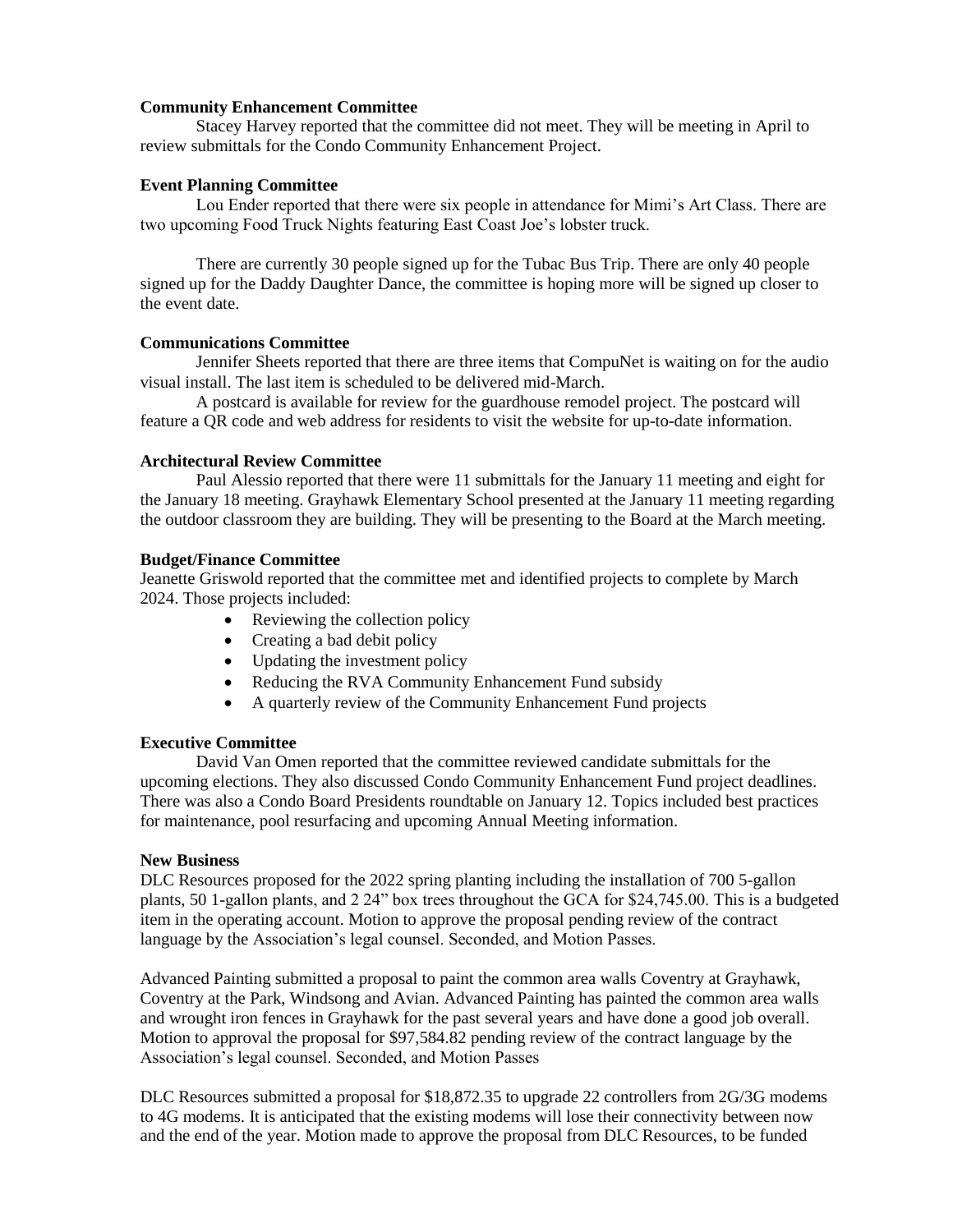**Community Enhancement Committee**

Stacey Harvey reported that the committee did not meet. They will be meeting in April to review submittals for the Condo Community Enhancement Project.

**Event Planning Committee**

Lou Ender reported that there were six people in attendance for Mimi's Art Class. There are two upcoming Food Truck Nights featuring East Coast Joe's lobster truck.

There are currently 30 people signed up for the Tubac Bus Trip. There are only 40 people signed up for the Daddy Daughter Dance, the committee is hoping more will be signed up closer to the event date.

**Communications Committee**

Jennifer Sheets reported that there are three items that CompuNet is waiting on for the audio visual install. The last item is scheduled to be delivered mid-March.

A postcard is available for review for the guardhouse remodel project. The postcard will feature a QR code and web address for residents to visit the website for up-to-date information.

**Architectural Review Committee**

Paul Alessio reported that there were 11 submittals for the January 11 meeting and eight for the January 18 meeting. Grayhawk Elementary School presented at the January 11 meeting regarding the outdoor classroom they are building. They will be presenting to the Board at the March meeting.

**Budget/Finance Committee**

Jeanette Griswold reported that the committee met and identified projects to complete by March 2024. Those projects included:

- Reviewing the collection policy
- Creating a bad debit policy
- Updating the investment policy
- Reducing the RVA Community Enhancement Fund subsidy
- A quarterly review of the Community Enhancement Fund projects

**Executive Committee**

David Van Omen reported that the committee reviewed candidate submittals for the upcoming elections. They also discussed Condo Community Enhancement Fund project deadlines. There was also a Condo Board Presidents roundtable on January 12. Topics included best practices for maintenance, pool resurfacing and upcoming Annual Meeting information.

**New Business**

DLC Resources proposed for the 2022 spring planting including the installation of 700 5-gallon plants, 50 1-gallon plants, and 2 24" box trees throughout the GCA for $24,745.00. This is a budgeted item in the operating account. Motion to approve the proposal pending review of the contract language by the Association's legal counsel. Seconded, and Motion Passes.

Advanced Painting submitted a proposal to paint the common area walls Coventry at Grayhawk, Coventry at the Park, Windsong and Avian. Advanced Painting has painted the common area walls and wrought iron fences in Grayhawk for the past several years and have done a good job overall. Motion to approval the proposal for $97,584.82 pending review of the contract language by the Association's legal counsel. Seconded, and Motion Passes

DLC Resources submitted a proposal for $18,872.35 to upgrade 22 controllers from 2G/3G modems to 4G modems. It is anticipated that the existing modems will lose their connectivity between now and the end of the year. Motion made to approve the proposal from DLC Resources, to be funded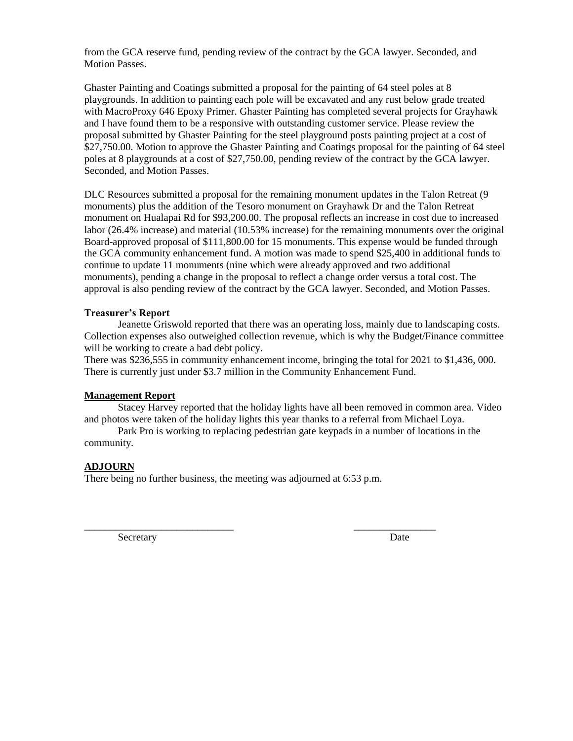from the GCA reserve fund, pending review of the contract by the GCA lawyer. Seconded, and Motion Passes.

Ghaster Painting and Coatings submitted a proposal for the painting of 64 steel poles at 8 playgrounds. In addition to painting each pole will be excavated and any rust below grade treated with MacroProxy 646 Epoxy Primer. Ghaster Painting has completed several projects for Grayhawk and I have found them to be a responsive with outstanding customer service. Please review the proposal submitted by Ghaster Painting for the steel playground posts painting project at a cost of $27,750.00. Motion to approve the Ghaster Painting and Coatings proposal for the painting of 64 steel poles at 8 playgrounds at a cost of $27,750.00, pending review of the contract by the GCA lawyer. Seconded, and Motion Passes.

DLC Resources submitted a proposal for the remaining monument updates in the Talon Retreat (9 monuments) plus the addition of the Tesoro monument on Grayhawk Dr and the Talon Retreat monument on Hualapai Rd for $93,200.00. The proposal reflects an increase in cost due to increased labor (26.4% increase) and material (10.53% increase) for the remaining monuments over the original Board-approved proposal of $111,800.00 for 15 monuments. This expense would be funded through the GCA community enhancement fund. A motion was made to spend $25,400 in additional funds to continue to update 11 monuments (nine which were already approved and two additional monuments), pending a change in the proposal to reflect a change order versus a total cost. The approval is also pending review of the contract by the GCA lawyer. Seconded, and Motion Passes.

**Treasurer's Report**

Jeanette Griswold reported that there was an operating loss, mainly due to landscaping costs. Collection expenses also outweighed collection revenue, which is why the Budget/Finance committee will be working to create a bad debt policy.

There was $236,555 in community enhancement income, bringing the total for 2021 to $1,436, 000. There is currently just under $3.7 million in the Community Enhancement Fund.

**Management Report**

Stacey Harvey reported that the holiday lights have all been removed in common area. Video and photos were taken of the holiday lights this year thanks to a referral from Michael Loya.

Park Pro is working to replacing pedestrian gate keypads in a number of locations in the community.

**ADJOURN**

There being no further business, the meeting was adjourned at 6:53 p.m.

_____________________________ ________________

Secretary Date